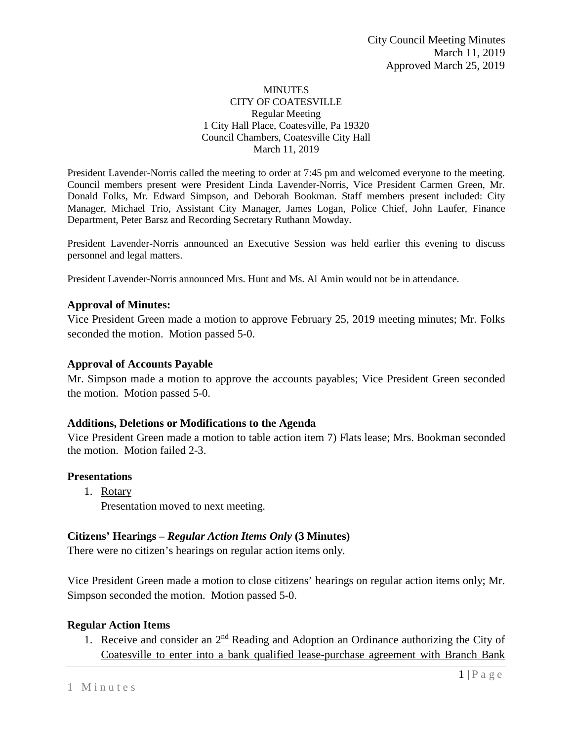City Council Meeting Minutes
March 11, 2019
Approved March 25, 2019

MINUTES
CITY OF COATESVILLE
Regular Meeting
1 City Hall Place, Coatesville, Pa 19320
Council Chambers, Coatesville City Hall
March 11, 2019

President Lavender-Norris called the meeting to order at 7:45 pm and welcomed everyone to the meeting. Council members present were President Linda Lavender-Norris, Vice President Carmen Green, Mr. Donald Folks, Mr. Edward Simpson, and Deborah Bookman. Staff members present included: City Manager, Michael Trio, Assistant City Manager, James Logan, Police Chief, John Laufer, Finance Department, Peter Barsz and Recording Secretary Ruthann Mowday.

President Lavender-Norris announced an Executive Session was held earlier this evening to discuss personnel and legal matters.

President Lavender-Norris announced Mrs. Hunt and Ms. Al Amin would not be in attendance.

**Approval of Minutes:**
Vice President Green made a motion to approve February 25, 2019 meeting minutes; Mr. Folks seconded the motion. Motion passed 5-0.

**Approval of Accounts Payable**
Mr. Simpson made a motion to approve the accounts payables; Vice President Green seconded the motion. Motion passed 5-0.

**Additions, Deletions or Modifications to the Agenda**
Vice President Green made a motion to table action item 7) Flats lease; Mrs. Bookman seconded the motion. Motion failed 2-3.

**Presentations**

1. Rotary
   Presentation moved to next meeting.

**Citizens' Hearings – *Regular Action Items Only* (3 Minutes)**
There were no citizen's hearings on regular action items only.

Vice President Green made a motion to close citizens' hearings on regular action items only; Mr. Simpson seconded the motion. Motion passed 5-0.

**Regular Action Items**

1. Receive and consider an 2nd Reading and Adoption an Ordinance authorizing the City of Coatesville to enter into a bank qualified lease-purchase agreement with Branch Bank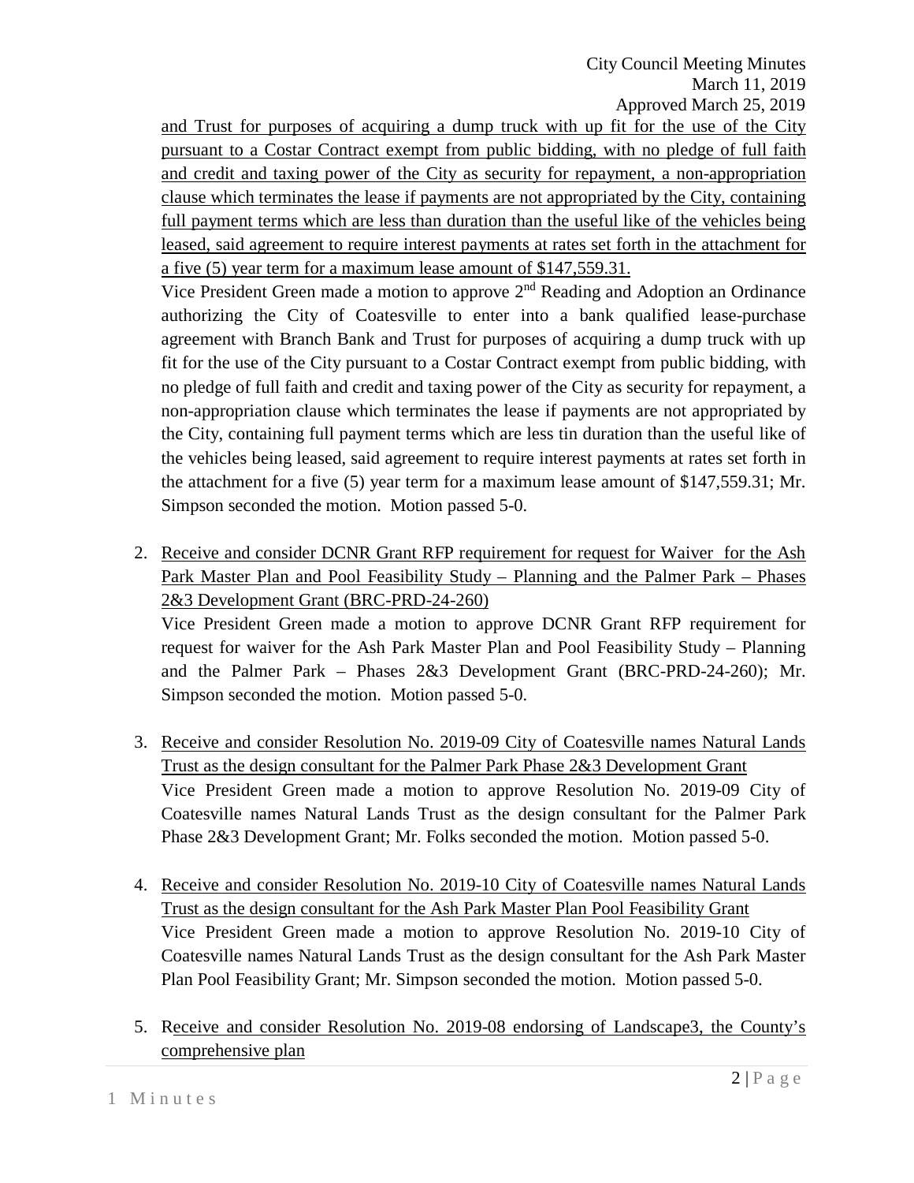and Trust for purposes of acquiring a dump truck with up fit for the use of the City pursuant to a Costar Contract exempt from public bidding, with no pledge of full faith and credit and taxing power of the City as security for repayment, a non-appropriation clause which terminates the lease if payments are not appropriated by the City, containing full payment terms which are less than duration than the useful like of the vehicles being leased, said agreement to require interest payments at rates set forth in the attachment for a five (5) year term for a maximum lease amount of $147,559.31.

Vice President Green made a motion to approve 2nd Reading and Adoption an Ordinance authorizing the City of Coatesville to enter into a bank qualified lease-purchase agreement with Branch Bank and Trust for purposes of acquiring a dump truck with up fit for the use of the City pursuant to a Costar Contract exempt from public bidding, with no pledge of full faith and credit and taxing power of the City as security for repayment, a non-appropriation clause which terminates the lease if payments are not appropriated by the City, containing full payment terms which are less tin duration than the useful like of the vehicles being leased, said agreement to require interest payments at rates set forth in the attachment for a five (5) year term for a maximum lease amount of $147,559.31; Mr. Simpson seconded the motion. Motion passed 5-0.

2. Receive and consider DCNR Grant RFP requirement for request for Waiver for the Ash Park Master Plan and Pool Feasibility Study – Planning and the Palmer Park – Phases 2&3 Development Grant (BRC-PRD-24-260)

   Vice President Green made a motion to approve DCNR Grant RFP requirement for request for waiver for the Ash Park Master Plan and Pool Feasibility Study – Planning and the Palmer Park – Phases 2&3 Development Grant (BRC-PRD-24-260); Mr. Simpson seconded the motion. Motion passed 5-0.

3. Receive and consider Resolution No. 2019-09 City of Coatesville names Natural Lands Trust as the design consultant for the Palmer Park Phase 2&3 Development Grant

   Vice President Green made a motion to approve Resolution No. 2019-09 City of Coatesville names Natural Lands Trust as the design consultant for the Palmer Park Phase 2&3 Development Grant; Mr. Folks seconded the motion. Motion passed 5-0.

4. Receive and consider Resolution No. 2019-10 City of Coatesville names Natural Lands Trust as the design consultant for the Ash Park Master Plan Pool Feasibility Grant

   Vice President Green made a motion to approve Resolution No. 2019-10 City of Coatesville names Natural Lands Trust as the design consultant for the Ash Park Master Plan Pool Feasibility Grant; Mr. Simpson seconded the motion. Motion passed 5-0.

5. Receive and consider Resolution No. 2019-08 endorsing of Landscape3, the County's comprehensive plan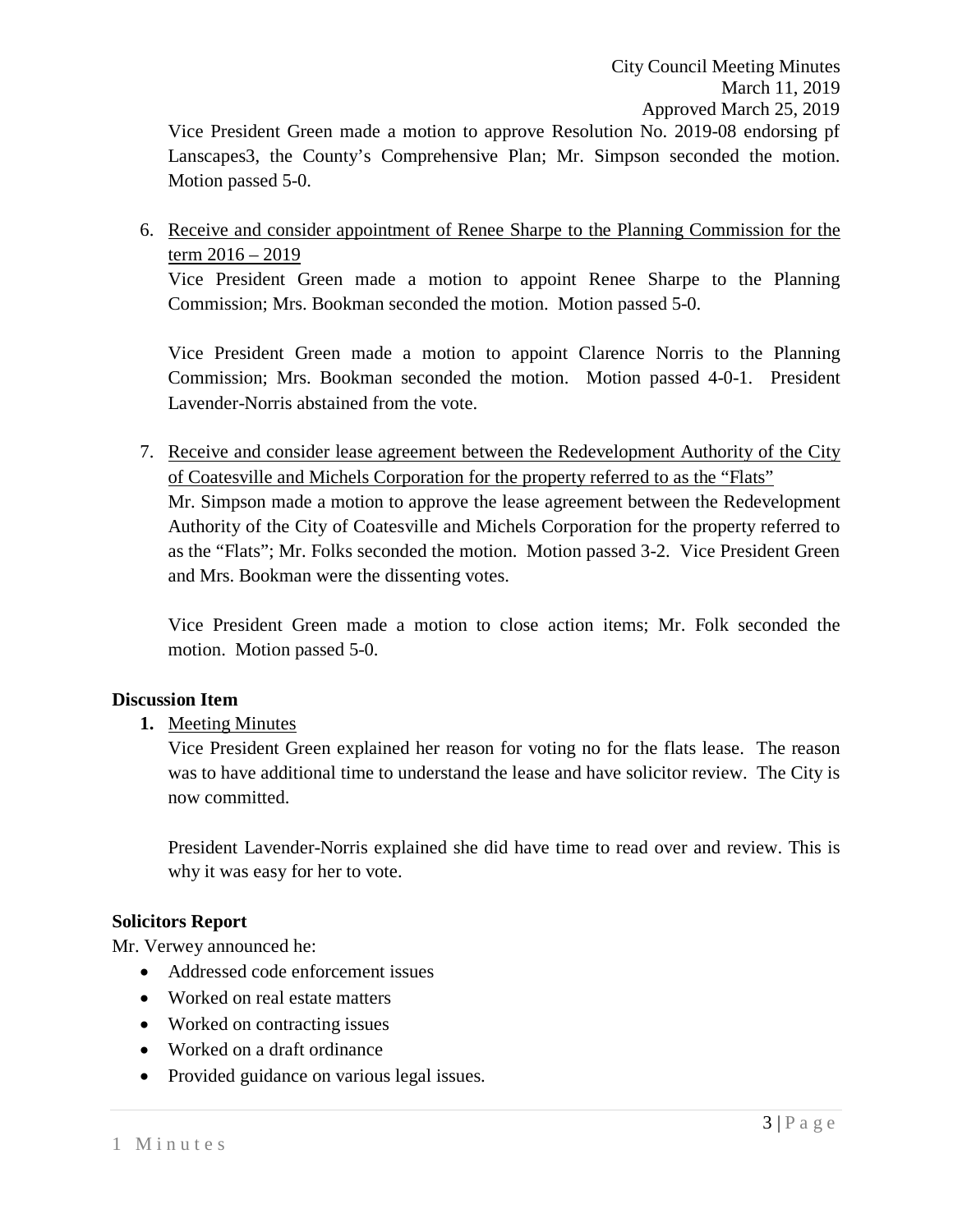Vice President Green made a motion to approve Resolution No. 2019-08 endorsing pf Lanscapes3, the County's Comprehensive Plan; Mr. Simpson seconded the motion. Motion passed 5-0.

6. Receive and consider appointment of Renee Sharpe to the Planning Commission for the term 2016 – 2019

   Vice President Green made a motion to appoint Renee Sharpe to the Planning Commission; Mrs. Bookman seconded the motion. Motion passed 5-0.

   Vice President Green made a motion to appoint Clarence Norris to the Planning Commission; Mrs. Bookman seconded the motion. Motion passed 4-0-1. President Lavender-Norris abstained from the vote.

7. Receive and consider lease agreement between the Redevelopment Authority of the City of Coatesville and Michels Corporation for the property referred to as the "Flats"

   Mr. Simpson made a motion to approve the lease agreement between the Redevelopment Authority of the City of Coatesville and Michels Corporation for the property referred to as the "Flats"; Mr. Folks seconded the motion. Motion passed 3-2. Vice President Green and Mrs. Bookman were the dissenting votes.

   Vice President Green made a motion to close action items; Mr. Folk seconded the motion. Motion passed 5-0.

**Discussion Item**

1. Meeting Minutes

   Vice President Green explained her reason for voting no for the flats lease. The reason was to have additional time to understand the lease and have solicitor review. The City is now committed.

   President Lavender-Norris explained she did have time to read over and review. This is why it was easy for her to vote.

**Solicitors Report**

Mr. Verwey announced he:

- Addressed code enforcement issues
- Worked on real estate matters
- Worked on contracting issues
- Worked on a draft ordinance
- Provided guidance on various legal issues.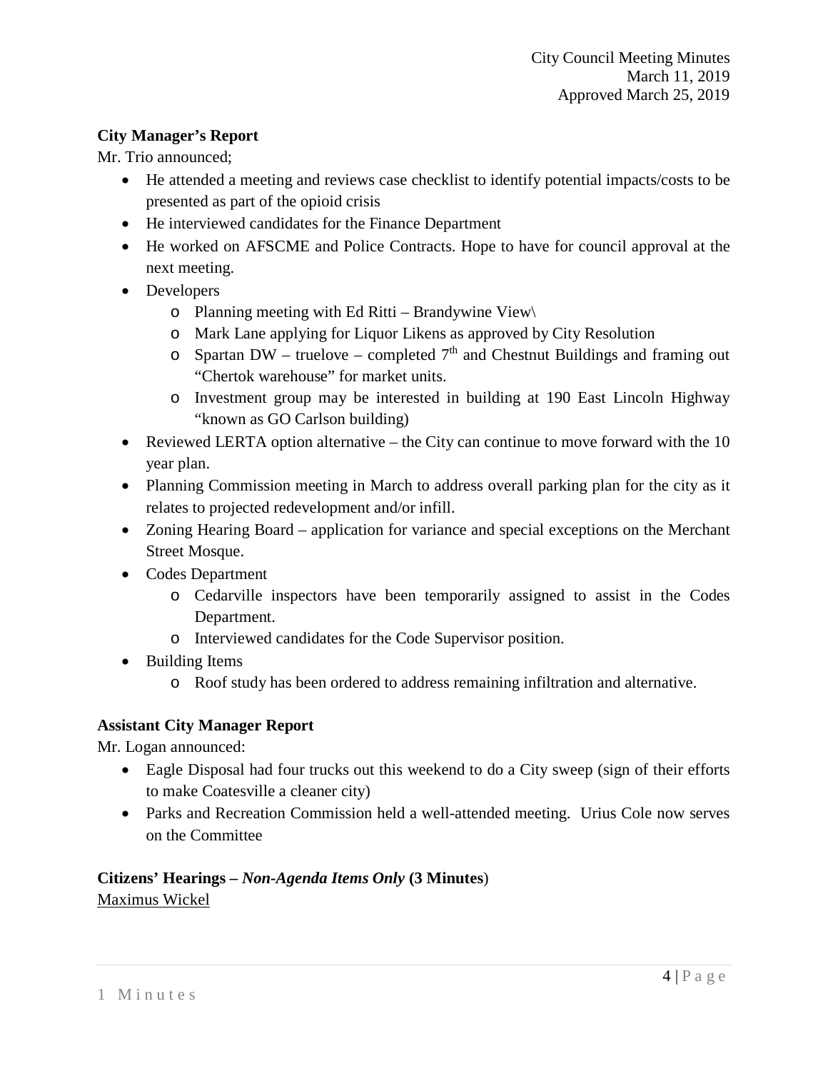**City Manager's Report**

Mr. Trio announced;

- He attended a meeting and reviews case checklist to identify potential impacts/costs to be presented as part of the opioid crisis
- He interviewed candidates for the Finance Department
- He worked on AFSCME and Police Contracts. Hope to have for council approval at the next meeting.
- Developers
    - Planning meeting with Ed Ritti – Brandywine View\
    - Mark Lane applying for Liquor Likens as approved by City Resolution
    - Spartan DW – truelove – completed 7th and Chestnut Buildings and framing out "Chertok warehouse" for market units.
    - Investment group may be interested in building at 190 East Lincoln Highway "known as GO Carlson building)
- Reviewed LERTA option alternative – the City can continue to move forward with the 10 year plan.
- Planning Commission meeting in March to address overall parking plan for the city as it relates to projected redevelopment and/or infill.
- Zoning Hearing Board – application for variance and special exceptions on the Merchant Street Mosque.
- Codes Department
    - Cedarville inspectors have been temporarily assigned to assist in the Codes Department.
    - Interviewed candidates for the Code Supervisor position.
- Building Items
    - Roof study has been ordered to address remaining infiltration and alternative.

**Assistant City Manager Report**

Mr. Logan announced:

- Eagle Disposal had four trucks out this weekend to do a City sweep (sign of their efforts to make Coatesville a cleaner city)
- Parks and Recreation Commission held a well-attended meeting. Urius Cole now serves on the Committee

**Citizens' Hearings – *Non-Agenda Items Only* (3 Minutes**)

Maximus Wickel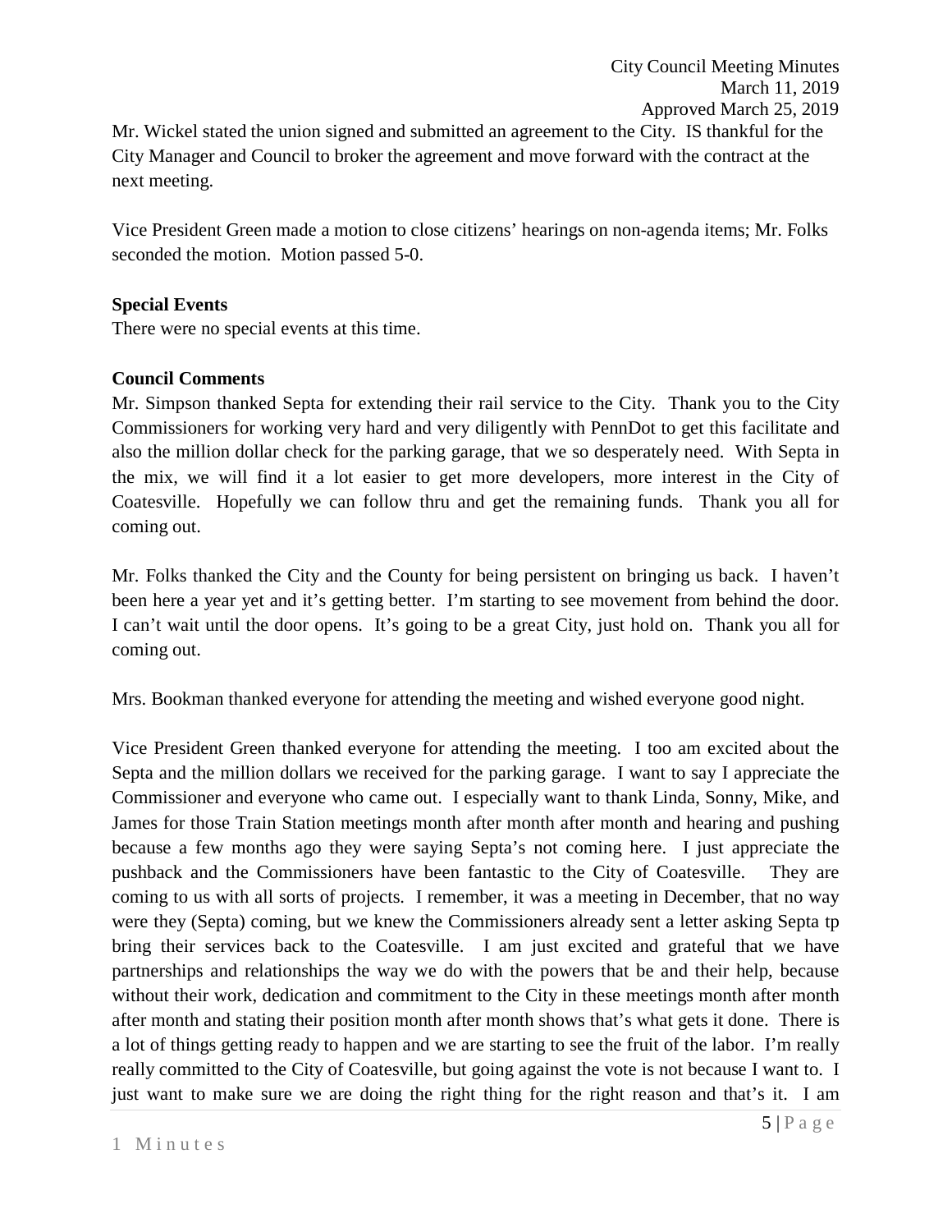Mr. Wickel stated the union signed and submitted an agreement to the City. IS thankful for the City Manager and Council to broker the agreement and move forward with the contract at the next meeting.

Vice President Green made a motion to close citizens' hearings on non-agenda items; Mr. Folks seconded the motion. Motion passed 5-0.

**Special Events**

There were no special events at this time.

**Council Comments**

Mr. Simpson thanked Septa for extending their rail service to the City. Thank you to the City Commissioners for working very hard and very diligently with PennDot to get this facilitate and also the million dollar check for the parking garage, that we so desperately need. With Septa in the mix, we will find it a lot easier to get more developers, more interest in the City of Coatesville. Hopefully we can follow thru and get the remaining funds. Thank you all for coming out.

Mr. Folks thanked the City and the County for being persistent on bringing us back. I haven't been here a year yet and it's getting better. I'm starting to see movement from behind the door. I can't wait until the door opens. It's going to be a great City, just hold on. Thank you all for coming out.

Mrs. Bookman thanked everyone for attending the meeting and wished everyone good night.

Vice President Green thanked everyone for attending the meeting. I too am excited about the Septa and the million dollars we received for the parking garage. I want to say I appreciate the Commissioner and everyone who came out. I especially want to thank Linda, Sonny, Mike, and James for those Train Station meetings month after month after month and hearing and pushing because a few months ago they were saying Septa's not coming here. I just appreciate the pushback and the Commissioners have been fantastic to the City of Coatesville. They are coming to us with all sorts of projects. I remember, it was a meeting in December, that no way were they (Septa) coming, but we knew the Commissioners already sent a letter asking Septa tp bring their services back to the Coatesville. I am just excited and grateful that we have partnerships and relationships the way we do with the powers that be and their help, because without their work, dedication and commitment to the City in these meetings month after month after month and stating their position month after month shows that's what gets it done. There is a lot of things getting ready to happen and we are starting to see the fruit of the labor. I'm really really committed to the City of Coatesville, but going against the vote is not because I want to. I just want to make sure we are doing the right thing for the right reason and that's it. I am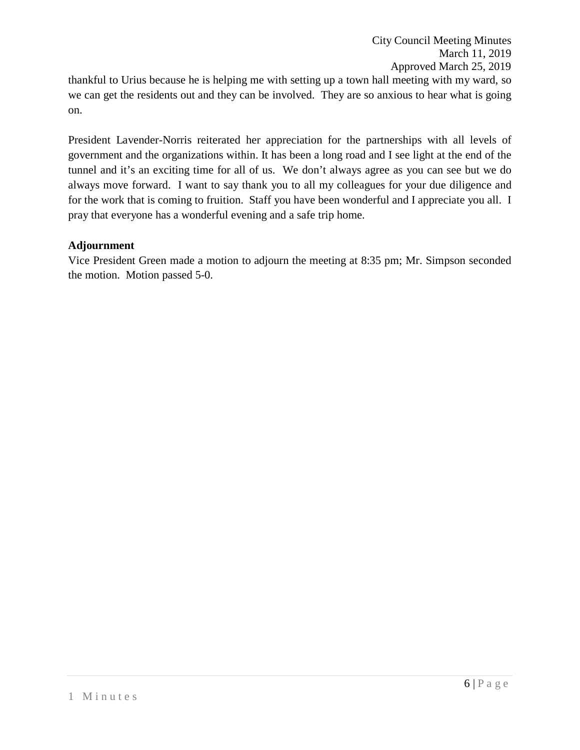thankful to Urius because he is helping me with setting up a town hall meeting with my ward, so we can get the residents out and they can be involved. They are so anxious to hear what is going on.

President Lavender-Norris reiterated her appreciation for the partnerships with all levels of government and the organizations within. It has been a long road and I see light at the end of the tunnel and it's an exciting time for all of us. We don't always agree as you can see but we do always move forward. I want to say thank you to all my colleagues for your due diligence and for the work that is coming to fruition. Staff you have been wonderful and I appreciate you all. I pray that everyone has a wonderful evening and a safe trip home.

**Adjournment**

Vice President Green made a motion to adjourn the meeting at 8:35 pm; Mr. Simpson seconded the motion. Motion passed 5-0.